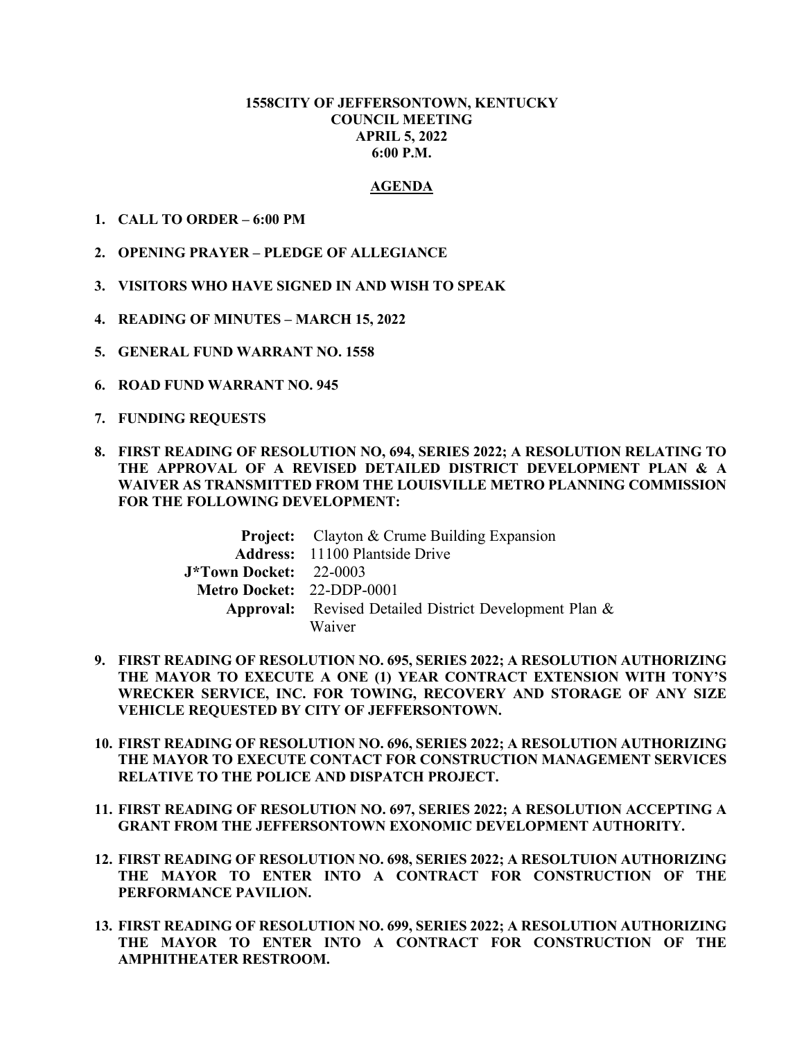# 1558CITY OF JEFFERSONTOWN, KENTUCKY
## COUNCIL MEETING
## APRIL 5, 2022
## 6:00 P.M.

**AGENDA**

1. **CALL TO ORDER – 6:00 PM**

2. **OPENING PRAYER – PLEDGE OF ALLEGIANCE**

3. **VISITORS WHO HAVE SIGNED IN AND WISH TO SPEAK**

4. **READING OF MINUTES – MARCH 15, 2022**

5. **GENERAL FUND WARRANT NO. 1558**

6. **ROAD FUND WARRANT NO. 945**

7. **FUNDING REQUESTS**

8. **FIRST READING OF RESOLUTION NO, 694, SERIES 2022; A RESOLUTION RELATING TO THE APPROVAL OF A REVISED DETAILED DISTRICT DEVELOPMENT PLAN & A WAIVER AS TRANSMITTED FROM THE LOUISVILLE METRO PLANNING COMMISSION FOR THE FOLLOWING DEVELOPMENT:**

   **Project:** Clayton & Crume Building Expansion
   **Address:** 11100 Plantside Drive
   **J*Town Docket:** 22-0003
   **Metro Docket:** 22-DDP-0001
   **Approval:** Revised Detailed District Development Plan & Waiver

9. **FIRST READING OF RESOLUTION NO. 695, SERIES 2022; A RESOLUTION AUTHORIZING THE MAYOR TO EXECUTE A ONE (1) YEAR CONTRACT EXTENSION WITH TONY'S WRECKER SERVICE, INC. FOR TOWING, RECOVERY AND STORAGE OF ANY SIZE VEHICLE REQUESTED BY CITY OF JEFFERSONTOWN.**

10. **FIRST READING OF RESOLUTION NO. 696, SERIES 2022; A RESOLUTION AUTHORIZING THE MAYOR TO EXECUTE CONTACT FOR CONSTRUCTION MANAGEMENT SERVICES RELATIVE TO THE POLICE AND DISPATCH PROJECT.**

11. **FIRST READING OF RESOLUTION NO. 697, SERIES 2022; A RESOLUTION ACCEPTING A GRANT FROM THE JEFFERSONTOWN EXONOMIC DEVELOPMENT AUTHORITY.**

12. **FIRST READING OF RESOLUTION NO. 698, SERIES 2022; A RESOLTUION AUTHORIZING THE MAYOR TO ENTER INTO A CONTRACT FOR CONSTRUCTION OF THE PERFORMANCE PAVILION.**

13. **FIRST READING OF RESOLUTION NO. 699, SERIES 2022; A RESOLUTION AUTHORIZING THE MAYOR TO ENTER INTO A CONTRACT FOR CONSTRUCTION OF THE AMPHITHEATER RESTROOM.**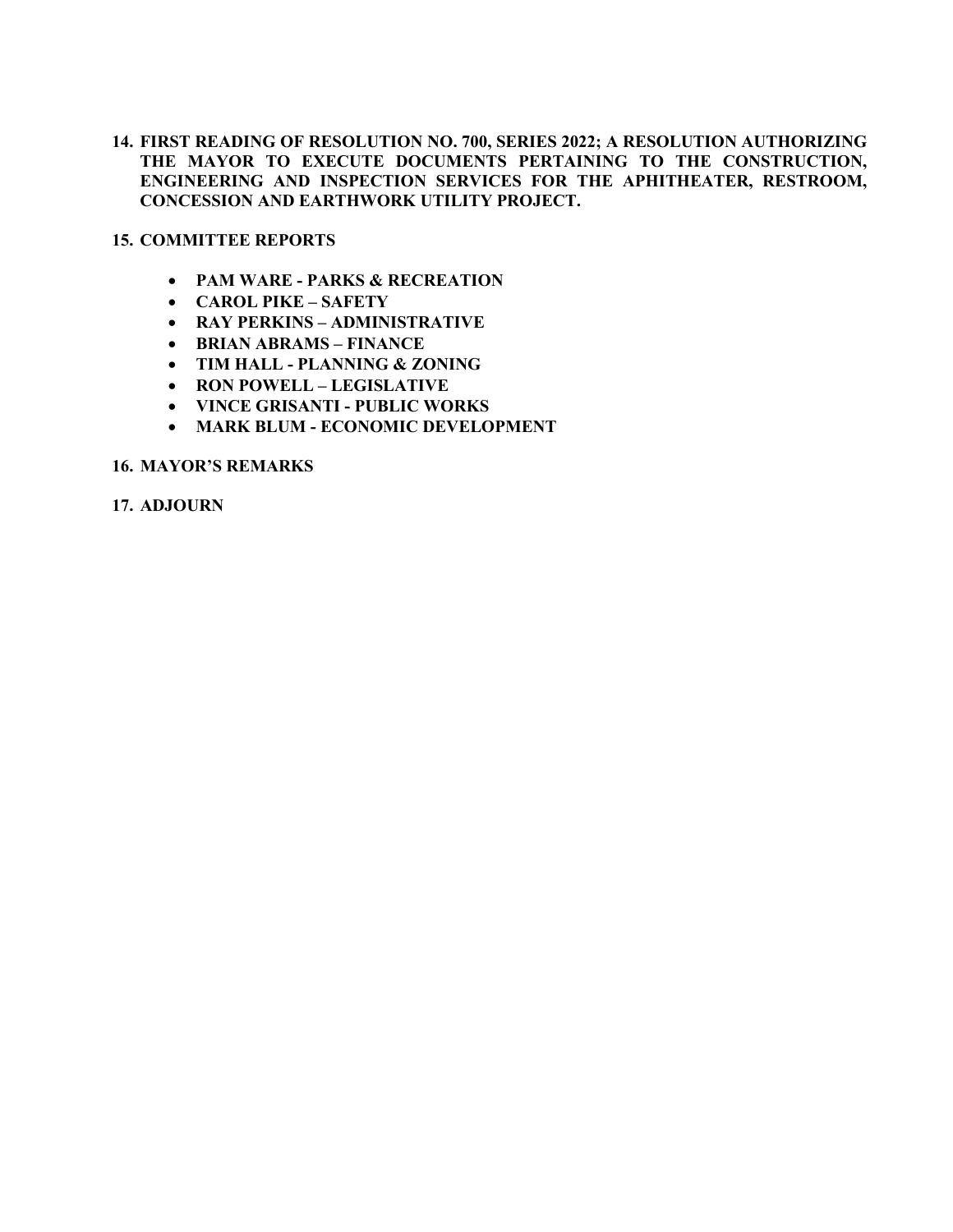14. **FIRST READING OF RESOLUTION NO. 700, SERIES 2022; A RESOLUTION AUTHORIZING THE MAYOR TO EXECUTE DOCUMENTS PERTAINING TO THE CONSTRUCTION, ENGINEERING AND INSPECTION SERVICES FOR THE APHITHEATER, RESTROOM, CONCESSION AND EARTHWORK UTILITY PROJECT.**

15. **COMMITTEE REPORTS**

    - **PAM WARE - PARKS & RECREATION**
    - **CAROL PIKE – SAFETY**
    - **RAY PERKINS – ADMINISTRATIVE**
    - **BRIAN ABRAMS – FINANCE**
    - **TIM HALL - PLANNING & ZONING**
    - **RON POWELL – LEGISLATIVE**
    - **VINCE GRISANTI - PUBLIC WORKS**
    - **MARK BLUM - ECONOMIC DEVELOPMENT**

16. **MAYOR'S REMARKS**

17. **ADJOURN**